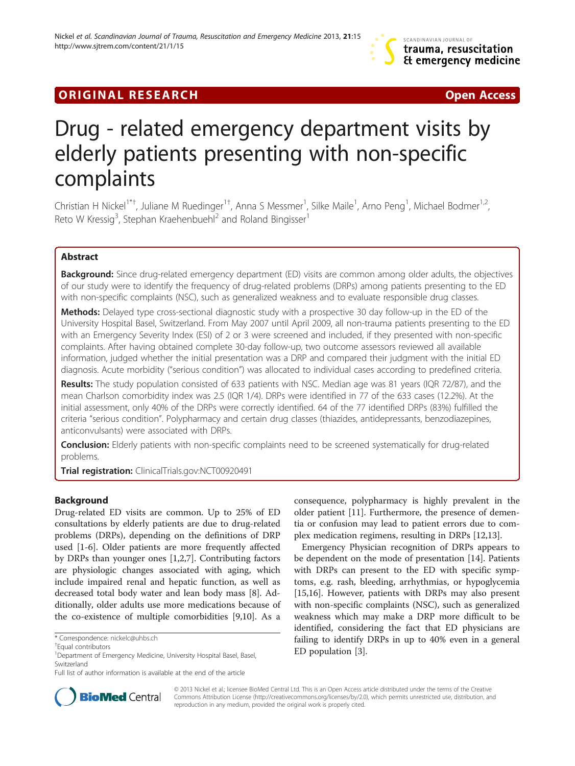ORIGINAL RESEARCH Open Access

# Drug - related emergency department visits by elderly patients presenting with non-specific complaints

Christian H Nickel[1*†], Juliane M Ruedinger[1†], Anna S Messmer[1], Silke Maile[1], Arno Peng[1], Michael Bodmer[1,2], Reto W Kressig[3], Stephan Kraehenbuehl[2] and Roland Bingisser[1]

## Abstract

**Background:** Since drug-related emergency department (ED) visits are common among older adults, the objectives of our study were to identify the frequency of drug-related problems (DRPs) among patients presenting to the ED with non-specific complaints (NSC), such as generalized weakness and to evaluate responsible drug classes.

**Methods:** Delayed type cross-sectional diagnostic study with a prospective 30 day follow-up in the ED of the University Hospital Basel, Switzerland. From May 2007 until April 2009, all non-trauma patients presenting to the ED with an Emergency Severity Index (ESI) of 2 or 3 were screened and included, if they presented with non-specific complaints. After having obtained complete 30-day follow-up, two outcome assessors reviewed all available information, judged whether the initial presentation was a DRP and compared their judgment with the initial ED diagnosis. Acute morbidity ("serious condition") was allocated to individual cases according to predefined criteria.

**Results:** The study population consisted of 633 patients with NSC. Median age was 81 years (IQR 72/87), and the mean Charlson comorbidity index was 2.5 (IQR 1/4). DRPs were identified in 77 of the 633 cases (12.2%). At the initial assessment, only 40% of the DRPs were correctly identified. 64 of the 77 identified DRPs (83%) fulfilled the criteria "serious condition". Polypharmacy and certain drug classes (thiazides, antidepressants, benzodiazepines, anticonvulsants) were associated with DRPs.

**Conclusion:** Elderly patients with non-specific complaints need to be screened systematically for drug-related problems.

**Trial registration:** ClinicalTrials.gov:NCT00920491

## Background

Drug-related ED visits are common. Up to 25% of ED consultations by elderly patients are due to drug-related problems (DRPs), depending on the definitions of DRP used [1-6]. Older patients are more frequently affected by DRPs than younger ones [1,2,7]. Contributing factors are physiologic changes associated with aging, which include impaired renal and hepatic function, as well as decreased total body water and lean body mass [8]. Additionally, older adults use more medications because of the co-existence of multiple comorbidities [9,10]. As a consequence, polypharmacy is highly prevalent in the older patient [11]. Furthermore, the presence of dementia or confusion may lead to patient errors due to complex medication regimens, resulting in DRPs [12,13].

Emergency Physician recognition of DRPs appears to be dependent on the mode of presentation [14]. Patients with DRPs can present to the ED with specific symptoms, e.g. rash, bleeding, arrhythmias, or hypoglycemia [15,16]. However, patients with DRPs may also present with non-specific complaints (NSC), such as generalized weakness which may make a DRP more difficult to be identified, considering the fact that ED physicians are failing to identify DRPs in up to 40% even in a general ED population [3].

\* Correspondence: nickelc@uhbs.ch
†Equal contributors
[1]Department of Emergency Medicine, University Hospital Basel, Basel, Switzerland
Full list of author information is available at the end of the article

© 2013 Nickel et al.; licensee BioMed Central Ltd. This is an Open Access article distributed under the terms of the Creative Commons Attribution License (http://creativecommons.org/licenses/by/2.0), which permits unrestricted use, distribution, and reproduction in any medium, provided the original work is properly cited.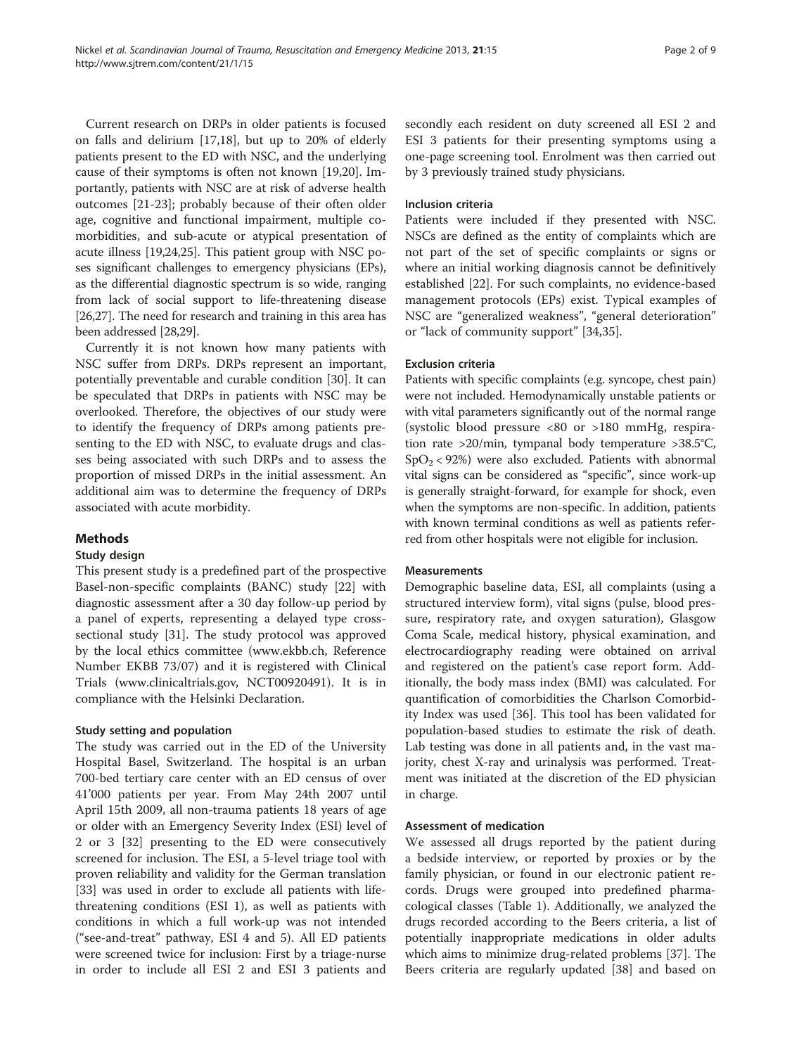Current research on DRPs in older patients is focused on falls and delirium [17,18], but up to 20% of elderly patients present to the ED with NSC, and the underlying cause of their symptoms is often not known [19,20]. Importantly, patients with NSC are at risk of adverse health outcomes [21-23]; probably because of their often older age, cognitive and functional impairment, multiple comorbidities, and sub-acute or atypical presentation of acute illness [19,24,25]. This patient group with NSC poses significant challenges to emergency physicians (EPs), as the differential diagnostic spectrum is so wide, ranging from lack of social support to life-threatening disease [26,27]. The need for research and training in this area has been addressed [28,29].

Currently it is not known how many patients with NSC suffer from DRPs. DRPs represent an important, potentially preventable and curable condition [30]. It can be speculated that DRPs in patients with NSC may be overlooked. Therefore, the objectives of our study were to identify the frequency of DRPs among patients presenting to the ED with NSC, to evaluate drugs and classes being associated with such DRPs and to assess the proportion of missed DRPs in the initial assessment. An additional aim was to determine the frequency of DRPs associated with acute morbidity.

## Methods

### Study design

This present study is a predefined part of the prospective Basel-non-specific complaints (BANC) study [22] with diagnostic assessment after a 30 day follow-up period by a panel of experts, representing a delayed type cross-sectional study [31]. The study protocol was approved by the local ethics committee (www.ekbb.ch, Reference Number EKBB 73/07) and it is registered with Clinical Trials (www.clinicaltrials.gov, NCT00920491). It is in compliance with the Helsinki Declaration.

### Study setting and population

The study was carried out in the ED of the University Hospital Basel, Switzerland. The hospital is an urban 700-bed tertiary care center with an ED census of over 41'000 patients per year. From May 24th 2007 until April 15th 2009, all non-trauma patients 18 years of age or older with an Emergency Severity Index (ESI) level of 2 or 3 [32] presenting to the ED were consecutively screened for inclusion. The ESI, a 5-level triage tool with proven reliability and validity for the German translation [33] was used in order to exclude all patients with life-threatening conditions (ESI 1), as well as patients with conditions in which a full work-up was not intended ("see-and-treat" pathway, ESI 4 and 5). All ED patients were screened twice for inclusion: First by a triage-nurse in order to include all ESI 2 and ESI 3 patients and secondly each resident on duty screened all ESI 2 and ESI 3 patients for their presenting symptoms using a one-page screening tool. Enrolment was then carried out by 3 previously trained study physicians.

### Inclusion criteria

Patients were included if they presented with NSC. NSCs are defined as the entity of complaints which are not part of the set of specific complaints or signs or where an initial working diagnosis cannot be definitively established [22]. For such complaints, no evidence-based management protocols (EPs) exist. Typical examples of NSC are "generalized weakness", "general deterioration" or "lack of community support" [34,35].

### Exclusion criteria

Patients with specific complaints (e.g. syncope, chest pain) were not included. Hemodynamically unstable patients or with vital parameters significantly out of the normal range (systolic blood pressure <80 or >180 mmHg, respiration rate >20/min, tympanal body temperature >38.5°C, $SpO_2 < 92\%$) were also excluded. Patients with abnormal vital signs can be considered as "specific", since work-up is generally straight-forward, for example for shock, even when the symptoms are non-specific. In addition, patients with known terminal conditions as well as patients referred from other hospitals were not eligible for inclusion.

### Measurements

Demographic baseline data, ESI, all complaints (using a structured interview form), vital signs (pulse, blood pressure, respiratory rate, and oxygen saturation), Glasgow Coma Scale, medical history, physical examination, and electrocardiography reading were obtained on arrival and registered on the patient's case report form. Additionally, the body mass index (BMI) was calculated. For quantification of comorbidities the Charlson Comorbidity Index was used [36]. This tool has been validated for population-based studies to estimate the risk of death. Lab testing was done in all patients and, in the vast majority, chest X-ray and urinalysis was performed. Treatment was initiated at the discretion of the ED physician in charge.

### Assessment of medication

We assessed all drugs reported by the patient during a bedside interview, or reported by proxies or by the family physician, or found in our electronic patient records. Drugs were grouped into predefined pharmacological classes (Table 1). Additionally, we analyzed the drugs recorded according to the Beers criteria, a list of potentially inappropriate medications in older adults which aims to minimize drug-related problems [37]. The Beers criteria are regularly updated [38] and based on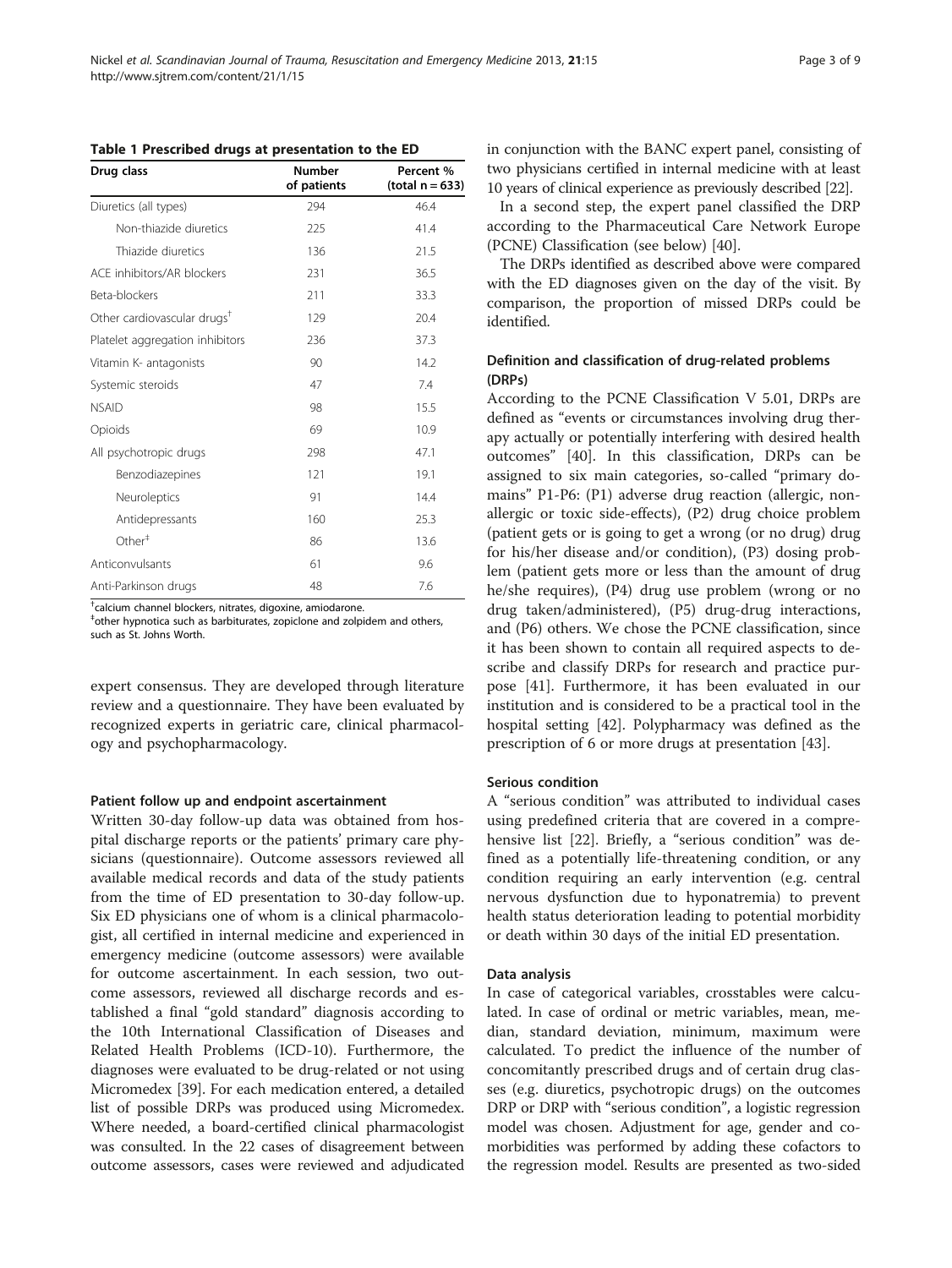**Table 1 Prescribed drugs at presentation to the ED**

| Drug class | Number of patients | Percent % (total n = 633) |
|---|---|---|
| Diuretics (all types) | 294 | 46.4 |
| Non-thiazide diuretics | 225 | 41.4 |
| Thiazide diuretics | 136 | 21.5 |
| ACE inhibitors/AR blockers | 231 | 36.5 |
| Beta-blockers | 211 | 33.3 |
| Other cardiovascular drugs[†] | 129 | 20.4 |
| Platelet aggregation inhibitors | 236 | 37.3 |
| Vitamin K- antagonists | 90 | 14.2 |
| Systemic steroids | 47 | 7.4 |
| NSAID | 98 | 15.5 |
| Opioids | 69 | 10.9 |
| All psychotropic drugs | 298 | 47.1 |
| Benzodiazepines | 121 | 19.1 |
| Neuroleptics | 91 | 14.4 |
| Antidepressants | 160 | 25.3 |
| Other[‡] | 86 | 13.6 |
| Anticonvulsants | 61 | 9.6 |
| Anti-Parkinson drugs | 48 | 7.6 |

[†]calcium channel blockers, nitrates, digoxine, amiodarone.
[‡]other hypnotica such as barbiturates, zopiclone and zolpidem and others, such as St. Johns Worth.

expert consensus. They are developed through literature review and a questionnaire. They have been evaluated by recognized experts in geriatric care, clinical pharmacology and psychopharmacology.

### Patient follow up and endpoint ascertainment

Written 30-day follow-up data was obtained from hospital discharge reports or the patients' primary care physicians (questionnaire). Outcome assessors reviewed all available medical records and data of the study patients from the time of ED presentation to 30-day follow-up. Six ED physicians one of whom is a clinical pharmacologist, all certified in internal medicine and experienced in emergency medicine (outcome assessors) were available for outcome ascertainment. In each session, two outcome assessors, reviewed all discharge records and established a final "gold standard" diagnosis according to the 10th International Classification of Diseases and Related Health Problems (ICD-10). Furthermore, the diagnoses were evaluated to be drug-related or not using Micromedex [39]. For each medication entered, a detailed list of possible DRPs was produced using Micromedex. Where needed, a board-certified clinical pharmacologist was consulted. In the 22 cases of disagreement between outcome assessors, cases were reviewed and adjudicated in conjunction with the BANC expert panel, consisting of two physicians certified in internal medicine with at least 10 years of clinical experience as previously described [22].

In a second step, the expert panel classified the DRP according to the Pharmaceutical Care Network Europe (PCNE) Classification (see below) [40].

The DRPs identified as described above were compared with the ED diagnoses given on the day of the visit. By comparison, the proportion of missed DRPs could be identified.

### Definition and classification of drug-related problems (DRPs)

According to the PCNE Classification V 5.01, DRPs are defined as "events or circumstances involving drug therapy actually or potentially interfering with desired health outcomes" [40]. In this classification, DRPs can be assigned to six main categories, so-called "primary domains" P1-P6: (P1) adverse drug reaction (allergic, non-allergic or toxic side-effects), (P2) drug choice problem (patient gets or is going to get a wrong (or no drug) drug for his/her disease and/or condition), (P3) dosing problem (patient gets more or less than the amount of drug he/she requires), (P4) drug use problem (wrong or no drug taken/administered), (P5) drug-drug interactions, and (P6) others. We chose the PCNE classification, since it has been shown to contain all required aspects to describe and classify DRPs for research and practice purpose [41]. Furthermore, it has been evaluated in our institution and is considered to be a practical tool in the hospital setting [42]. Polypharmacy was defined as the prescription of 6 or more drugs at presentation [43].

### Serious condition

A "serious condition" was attributed to individual cases using predefined criteria that are covered in a comprehensive list [22]. Briefly, a "serious condition" was defined as a potentially life-threatening condition, or any condition requiring an early intervention (e.g. central nervous dysfunction due to hyponatremia) to prevent health status deterioration leading to potential morbidity or death within 30 days of the initial ED presentation.

### Data analysis

In case of categorical variables, crosstables were calculated. In case of ordinal or metric variables, mean, median, standard deviation, minimum, maximum were calculated. To predict the influence of the number of concomitantly prescribed drugs and of certain drug classes (e.g. diuretics, psychotropic drugs) on the outcomes DRP or DRP with "serious condition", a logistic regression model was chosen. Adjustment for age, gender and comorbidities was performed by adding these cofactors to the regression model. Results are presented as two-sided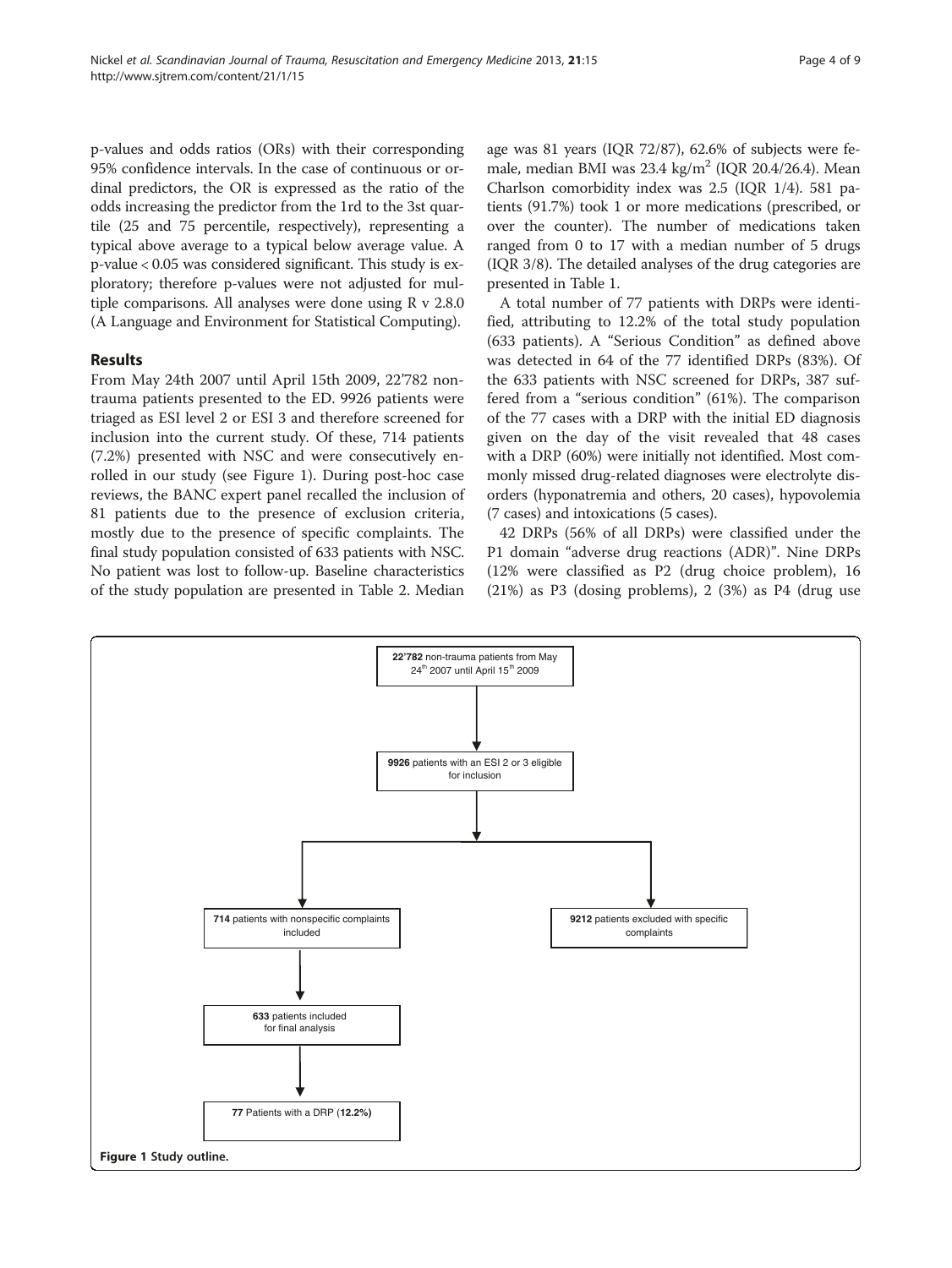p-values and odds ratios (ORs) with their corresponding 95% confidence intervals. In the case of continuous or ordinal predictors, the OR is expressed as the ratio of the odds increasing the predictor from the 1rd to the 3st quartile (25 and 75 percentile, respectively), representing a typical above average to a typical below average value. A p-value < 0.05 was considered significant. This study is exploratory; therefore p-values were not adjusted for multiple comparisons. All analyses were done using R v 2.8.0 (A Language and Environment for Statistical Computing).

## Results

From May 24th 2007 until April 15th 2009, 22'782 non-trauma patients presented to the ED. 9926 patients were triaged as ESI level 2 or ESI 3 and therefore screened for inclusion into the current study. Of these, 714 patients (7.2%) presented with NSC and were consecutively enrolled in our study (see Figure 1). During post-hoc case reviews, the BANC expert panel recalled the inclusion of 81 patients due to the presence of exclusion criteria, mostly due to the presence of specific complaints. The final study population consisted of 633 patients with NSC. No patient was lost to follow-up. Baseline characteristics of the study population are presented in Table 2. Median age was 81 years (IQR 72/87), 62.6% of subjects were female, median BMI was 23.4 kg/m$^2$ (IQR 20.4/26.4). Mean Charlson comorbidity index was 2.5 (IQR 1/4). 581 patients (91.7%) took 1 or more medications (prescribed, or over the counter). The number of medications taken ranged from 0 to 17 with a median number of 5 drugs (IQR 3/8). The detailed analyses of the drug categories are presented in Table 1.

A total number of 77 patients with DRPs were identified, attributing to 12.2% of the total study population (633 patients). A "Serious Condition" as defined above was detected in 64 of the 77 identified DRPs (83%). Of the 633 patients with NSC screened for DRPs, 387 suffered from a "serious condition" (61%). The comparison of the 77 cases with a DRP with the initial ED diagnosis given on the day of the visit revealed that 48 cases with a DRP (60%) were initially not identified. Most commonly missed drug-related diagnoses were electrolyte disorders (hyponatremia and others, 20 cases), hypovolemia (7 cases) and intoxications (5 cases).

42 DRPs (56% of all DRPs) were classified under the P1 domain "adverse drug reactions (ADR)". Nine DRPs (12% were classified as P2 (drug choice problem), 16 (21%) as P3 (dosing problems), 2 (3%) as P4 (drug use

**22'782** non-trauma patients from May 24th 2007 until April 15th 2009

**9926** patients with an ESI 2 or 3 eligible for inclusion

**714** patients with nonspecific complaints included

**9212** patients excluded with specific complaints

**633** patients included for final analysis

**77** Patients with a DRP (**12.2%**)

**Figure 1** Study outline.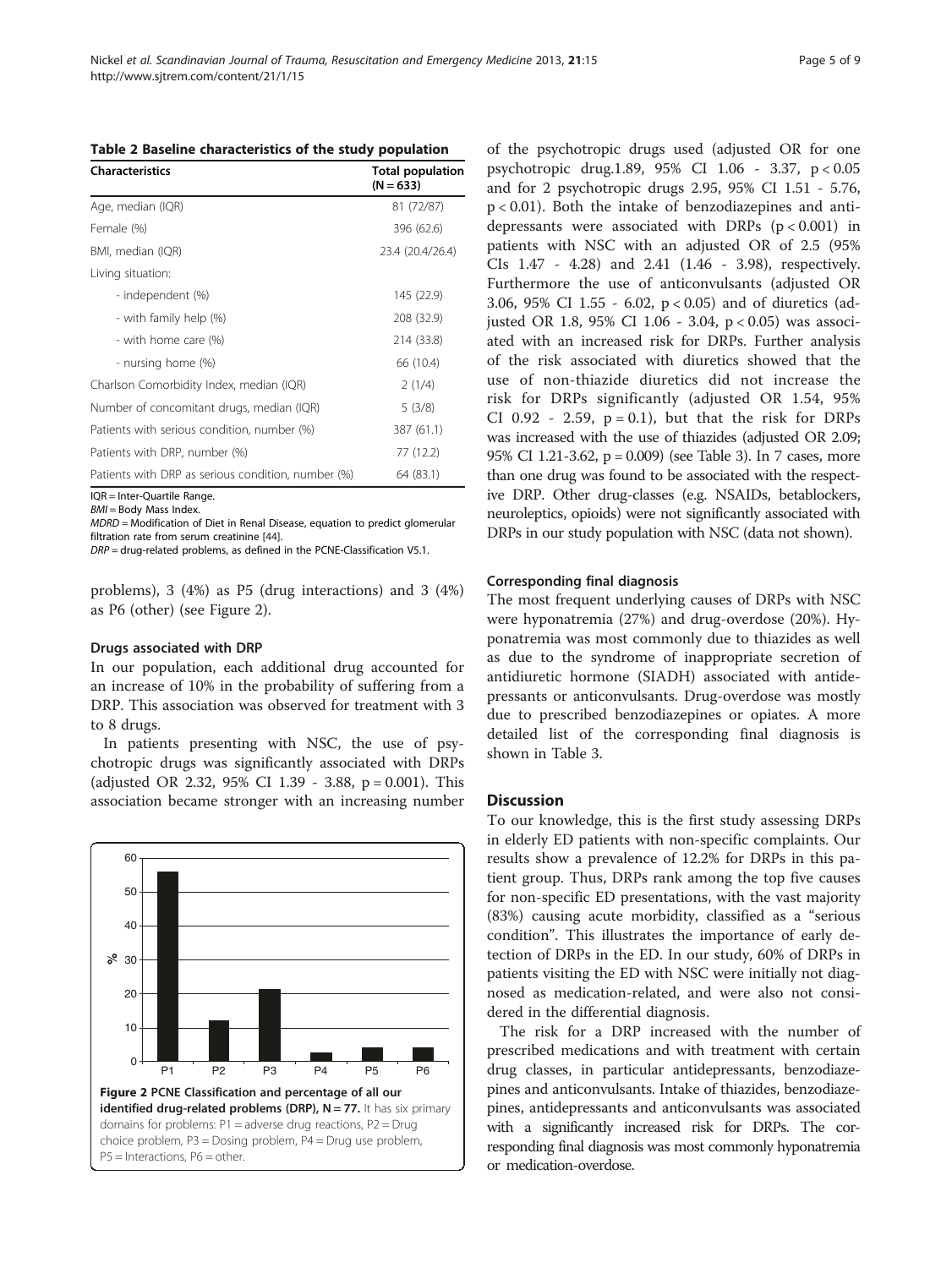**Table 2 Baseline characteristics of the study population**

| Characteristics | Total population (N = 633) |
|---|---|
| Age, median (IQR) | 81 (72/87) |
| Female (%) | 396 (62.6) |
| BMI, median (IQR) | 23.4 (20.4/26.4) |
| Living situation: | |
| - independent (%) | 145 (22.9) |
| - with family help (%) | 208 (32.9) |
| - with home care (%) | 214 (33.8) |
| - nursing home (%) | 66 (10.4) |
| Charlson Comorbidity Index, median (IQR) | 2 (1/4) |
| Number of concomitant drugs, median (IQR) | 5 (3/8) |
| Patients with serious condition, number (%) | 387 (61.1) |
| Patients with DRP, number (%) | 77 (12.2) |
| Patients with DRP as serious condition, number (%) | 64 (83.1) |

IQR = Inter-Quartile Range.
*BMI* = Body Mass Index.
*MDRD* = Modification of Diet in Renal Disease, equation to predict glomerular filtration rate from serum creatinine [44].
*DRP* = drug-related problems, as defined in the PCNE-Classification V5.1.

problems), 3 (4%) as P5 (drug interactions) and 3 (4%) as P6 (other) (see Figure 2).

### Drugs associated with DRP

In our population, each additional drug accounted for an increase of 10% in the probability of suffering from a DRP. This association was observed for treatment with 3 to 8 drugs.

In patients presenting with NSC, the use of psychotropic drugs was significantly associated with DRPs (adjusted OR 2.32, 95% CI 1.39 - 3.88, $p = 0.001$). This association became stronger with an increasing number of the psychotropic drugs used (adjusted OR for one psychotropic drug.1.89, 95% CI 1.06 - 3.37, $p < 0.05$ and for 2 psychotropic drugs 2.95, 95% CI 1.51 - 5.76, $p < 0.01$). Both the intake of benzodiazepines and antidepressants were associated with DRPs ($p < 0.001$) in patients with NSC with an adjusted OR of 2.5 (95% CIs 1.47 - 4.28) and 2.41 (1.46 - 3.98), respectively. Furthermore the use of anticonvulsants (adjusted OR 3.06, 95% CI 1.55 - 6.02, $p < 0.05$) and of diuretics (adjusted OR 1.8, 95% CI 1.06 - 3.04, $p < 0.05$) was associated with an increased risk for DRPs. Further analysis of the risk associated with diuretics showed that the use of non-thiazide diuretics did not increase the risk for DRPs significantly (adjusted OR 1.54, 95% CI 0.92 - 2.59, $p = 0.1$), but that the risk for DRPs was increased with the use of thiazides (adjusted OR 2.09; 95% CI 1.21-3.62, $p = 0.009$) (see Table 3). In 7 cases, more than one drug was found to be associated with the respective DRP. Other drug-classes (e.g. NSAIDs, betablockers, neuroleptics, opioids) were not significantly associated with DRPs in our study population with NSC (data not shown).

**Figure 2 PCNE Classification and percentage of all our identified drug-related problems (DRP), N = 77.** It has six primary domains for problems: P1 = adverse drug reactions, P2 = Drug choice problem, P3 = Dosing problem, P4 = Drug use problem, P5 = Interactions, P6 = other.

### Corresponding final diagnosis

The most frequent underlying causes of DRPs with NSC were hyponatremia (27%) and drug-overdose (20%). Hyponatremia was most commonly due to thiazides as well as due to the syndrome of inappropriate secretion of antidiuretic hormone (SIADH) associated with antidepressants or anticonvulsants. Drug-overdose was mostly due to prescribed benzodiazepines or opiates. A more detailed list of the corresponding final diagnosis is shown in Table 3.

## Discussion

To our knowledge, this is the first study assessing DRPs in elderly ED patients with non-specific complaints. Our results show a prevalence of 12.2% for DRPs in this patient group. Thus, DRPs rank among the top five causes for non-specific ED presentations, with the vast majority (83%) causing acute morbidity, classified as a "serious condition". This illustrates the importance of early detection of DRPs in the ED. In our study, 60% of DRPs in patients visiting the ED with NSC were initially not diagnosed as medication-related, and were also not considered in the differential diagnosis.

The risk for a DRP increased with the number of prescribed medications and with treatment with certain drug classes, in particular antidepressants, benzodiazepines and anticonvulsants. Intake of thiazides, benzodiazepines, antidepressants and anticonvulsants was associated with a significantly increased risk for DRPs. The corresponding final diagnosis was most commonly hyponatremia or medication-overdose.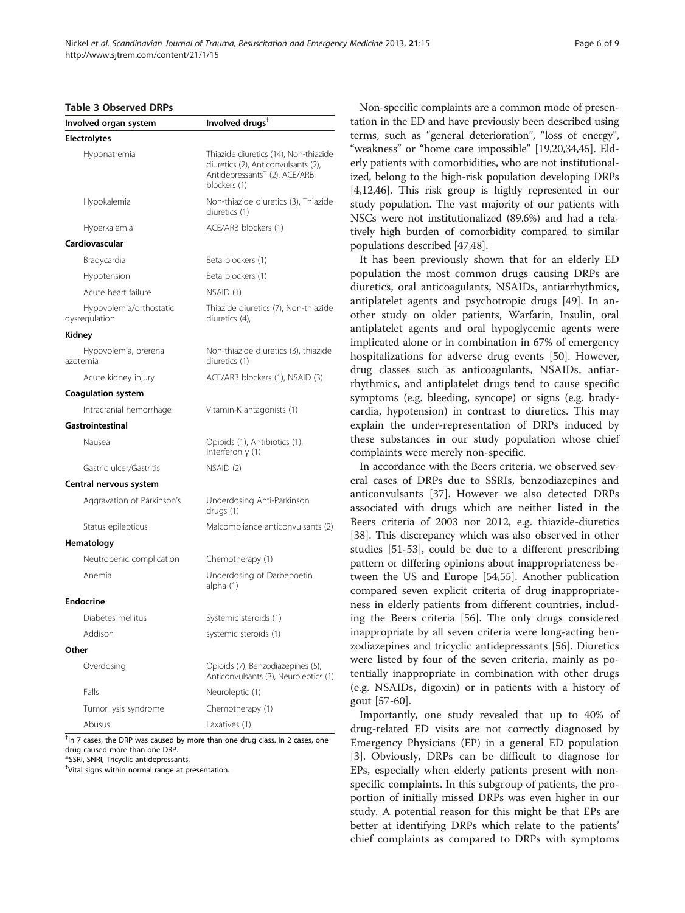**Table 3 Observed DRPs**

| Involved organ system | Involved drugs[†] |
|---|---|
| **Electrolytes** | |
| Hyponatremia | Thiazide diuretics (14), Non-thiazide diuretics (2), Anticonvulsants (2), Antidepressants[±] (2), ACE/ARB blockers (1) |
| Hypokalemia | Non-thiazide diuretics (3), Thiazide diuretics (1) |
| Hyperkalemia | ACE/ARB blockers (1) |
| **Cardiovascular**[‡] | |
| Bradycardia | Beta blockers (1) |
| Hypotension | Beta blockers (1) |
| Acute heart failure | NSAID (1) |
| Hypovolemia/orthostatic dysregulation | Thiazide diuretics (7), Non-thiazide diuretics (4), |
| **Kidney** | |
| Hypovolemia, prerenal azotemia | Non-thiazide diuretics (3), thiazide diuretics (1) |
| Acute kidney injury | ACE/ARB blockers (1), NSAID (3) |
| **Coagulation system** | |
| Intracranial hemorrhage | Vitamin-K antagonists (1) |
| **Gastrointestinal** | |
| Nausea | Opioids (1), Antibiotics (1), Interferon γ (1) |
| Gastric ulcer/Gastritis | NSAID (2) |
| **Central nervous system** | |
| Aggravation of Parkinson's | Underdosing Anti-Parkinson drugs (1) |
| Status epilepticus | Malcompliance anticonvulsants (2) |
| **Hematology** | |
| Neutropenic complication | Chemotherapy (1) |
| Anemia | Underdosing of Darbepoetin alpha (1) |
| **Endocrine** | |
| Diabetes mellitus | Systemic steroids (1) |
| Addison | systemic steroids (1) |
| **Other** | |
| Overdosing | Opioids (7), Benzodiazepines (5), Anticonvulsants (3), Neuroleptics (1) |
| Falls | Neuroleptic (1) |
| Tumor lysis syndrome | Chemotherapy (1) |
| Abusus | Laxatives (1) |

[†]In 7 cases, the DRP was caused by more than one drug class. In 2 cases, one drug caused more than one DRP.
[±]SSRI, SNRI, Tricyclic antidepressants.
[‡]Vital signs within normal range at presentation.

Non-specific complaints are a common mode of presentation in the ED and have previously been described using terms, such as "general deterioration", "loss of energy", "weakness" or "home care impossible" [19,20,34,45]. Elderly patients with comorbidities, who are not institutionalized, belong to the high-risk population developing DRPs [4,12,46]. This risk group is highly represented in our study population. The vast majority of our patients with NSCs were not institutionalized (89.6%) and had a relatively high burden of comorbidity compared to similar populations described [47,48].

It has been previously shown that for an elderly ED population the most common drugs causing DRPs are diuretics, oral anticoagulants, NSAIDs, antiarrhythmics, antiplatelet agents and psychotropic drugs [49]. In another study on older patients, Warfarin, Insulin, oral antiplatelet agents and oral hypoglycemic agents were implicated alone or in combination in 67% of emergency hospitalizations for adverse drug events [50]. However, drug classes such as anticoagulants, NSAIDs, antiarrhythmics, and antiplatelet drugs tend to cause specific symptoms (e.g. bleeding, syncope) or signs (e.g. bradycardia, hypotension) in contrast to diuretics. This may explain the under-representation of DRPs induced by these substances in our study population whose chief complaints were merely non-specific.

In accordance with the Beers criteria, we observed several cases of DRPs due to SSRIs, benzodiazepines and anticonvulsants [37]. However we also detected DRPs associated with drugs which are neither listed in the Beers criteria of 2003 nor 2012, e.g. thiazide-diuretics [38]. This discrepancy which was also observed in other studies [51-53], could be due to a different prescribing pattern or differing opinions about inappropriateness between the US and Europe [54,55]. Another publication compared seven explicit criteria of drug inappropriateness in elderly patients from different countries, including the Beers criteria [56]. The only drugs considered inappropriate by all seven criteria were long-acting benzodiazepines and tricyclic antidepressants [56]. Diuretics were listed by four of the seven criteria, mainly as potentially inappropriate in combination with other drugs (e.g. NSAIDs, digoxin) or in patients with a history of gout [57-60].

Importantly, one study revealed that up to 40% of drug-related ED visits are not correctly diagnosed by Emergency Physicians (EP) in a general ED population [3]. Obviously, DRPs can be difficult to diagnose for EPs, especially when elderly patients present with non-specific complaints. In this subgroup of patients, the proportion of initially missed DRPs was even higher in our study. A potential reason for this might be that EPs are better at identifying DRPs which relate to the patients' chief complaints as compared to DRPs with symptoms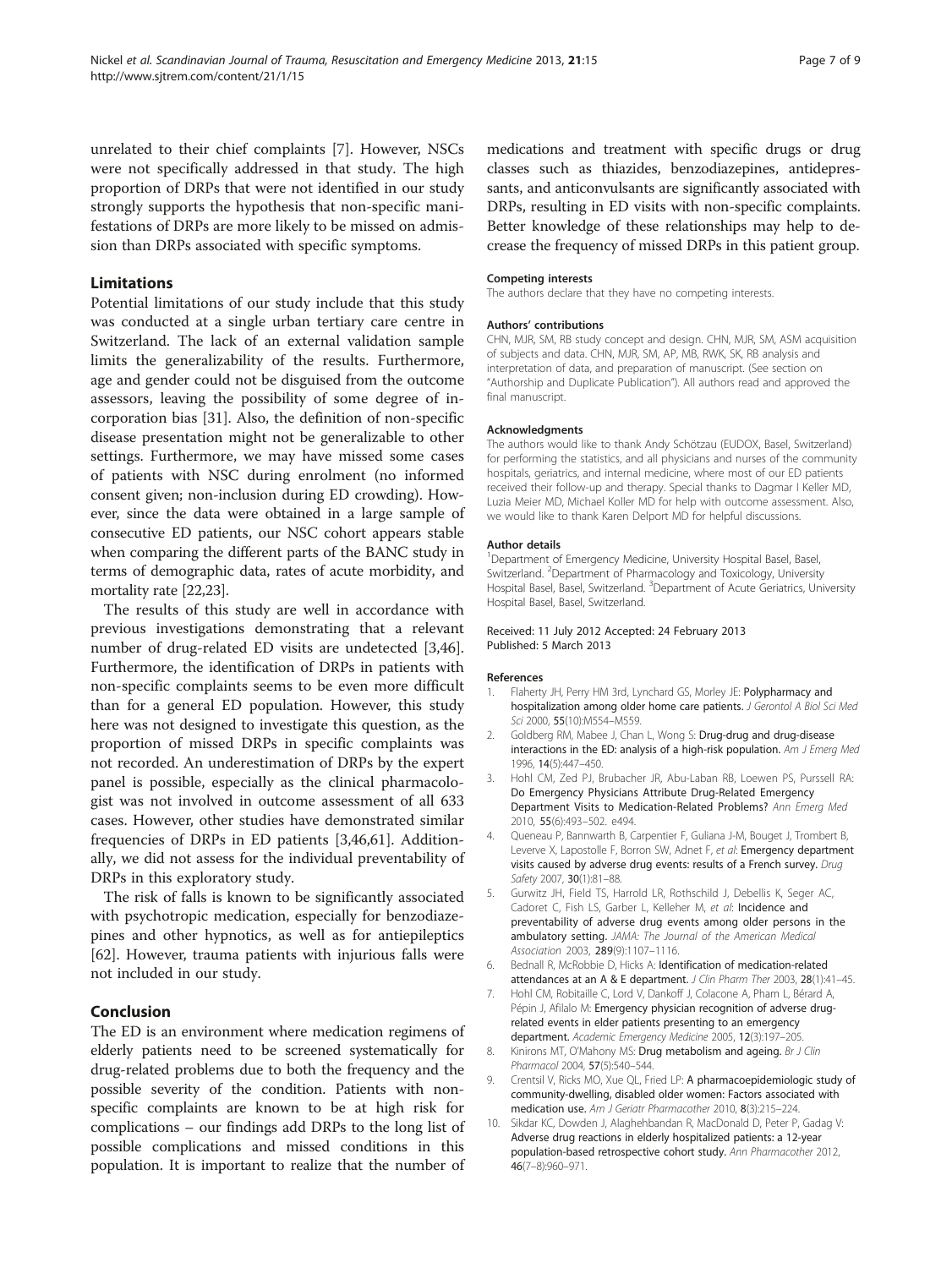unrelated to their chief complaints [7]. However, NSCs were not specifically addressed in that study. The high proportion of DRPs that were not identified in our study strongly supports the hypothesis that non-specific manifestations of DRPs are more likely to be missed on admission than DRPs associated with specific symptoms.

## Limitations

Potential limitations of our study include that this study was conducted at a single urban tertiary care centre in Switzerland. The lack of an external validation sample limits the generalizability of the results. Furthermore, age and gender could not be disguised from the outcome assessors, leaving the possibility of some degree of incorporation bias [31]. Also, the definition of non-specific disease presentation might not be generalizable to other settings. Furthermore, we may have missed some cases of patients with NSC during enrolment (no informed consent given; non-inclusion during ED crowding). However, since the data were obtained in a large sample of consecutive ED patients, our NSC cohort appears stable when comparing the different parts of the BANC study in terms of demographic data, rates of acute morbidity, and mortality rate [22,23].

The results of this study are well in accordance with previous investigations demonstrating that a relevant number of drug-related ED visits are undetected [3,46]. Furthermore, the identification of DRPs in patients with non-specific complaints seems to be even more difficult than for a general ED population. However, this study here was not designed to investigate this question, as the proportion of missed DRPs in specific complaints was not recorded. An underestimation of DRPs by the expert panel is possible, especially as the clinical pharmacologist was not involved in outcome assessment of all 633 cases. However, other studies have demonstrated similar frequencies of DRPs in ED patients [3,46,61]. Additionally, we did not assess for the individual preventability of DRPs in this exploratory study.

The risk of falls is known to be significantly associated with psychotropic medication, especially for benzodiazepines and other hypnotics, as well as for antiepileptics [62]. However, trauma patients with injurious falls were not included in our study.

## Conclusion

The ED is an environment where medication regimens of elderly patients need to be screened systematically for drug-related problems due to both the frequency and the possible severity of the condition. Patients with non-specific complaints are known to be at high risk for complications – our findings add DRPs to the long list of possible complications and missed conditions in this population. It is important to realize that the number of medications and treatment with specific drugs or drug classes such as thiazides, benzodiazepines, antidepressants, and anticonvulsants are significantly associated with DRPs, resulting in ED visits with non-specific complaints. Better knowledge of these relationships may help to decrease the frequency of missed DRPs in this patient group.

#### Competing interests

The authors declare that they have no competing interests.

#### Authors' contributions

CHN, MJR, SM, RB study concept and design. CHN, MJR, SM, ASM acquisition of subjects and data. CHN, MJR, SM, AP, MB, RWK, SK, RB analysis and interpretation of data, and preparation of manuscript. (See section on "Authorship and Duplicate Publication"). All authors read and approved the final manuscript.

#### Acknowledgments

The authors would like to thank Andy Schötzau (EUDOX, Basel, Switzerland) for performing the statistics, and all physicians and nurses of the community hospitals, geriatrics, and internal medicine, where most of our ED patients received their follow-up and therapy. Special thanks to Dagmar I Keller MD, Luzia Meier MD, Michael Koller MD for help with outcome assessment. Also, we would like to thank Karen Delport MD for helpful discussions.

#### Author details

[1]Department of Emergency Medicine, University Hospital Basel, Basel, Switzerland. [2]Department of Pharmacology and Toxicology, University Hospital Basel, Basel, Switzerland. [3]Department of Acute Geriatrics, University Hospital Basel, Basel, Switzerland.

Received: 11 July 2012 Accepted: 24 February 2013
Published: 5 March 2013

#### References

1. Flaherty JH, Perry HM 3rd, Lynchard GS, Morley JE: **Polypharmacy and hospitalization among older home care patients.** *J Gerontol A Biol Sci Med Sci* 2000, **55**(10):M554–M559.
2. Goldberg RM, Mabee J, Chan L, Wong S: **Drug-drug and drug-disease interactions in the ED: analysis of a high-risk population.** *Am J Emerg Med* 1996, **14**(5):447–450.
3. Hohl CM, Zed PJ, Brubacher JR, Abu-Laban RB, Loewen PS, Purssell RA: **Do Emergency Physicians Attribute Drug-Related Emergency Department Visits to Medication-Related Problems?** *Ann Emerg Med* 2010, **55**(6):493–502. e494.
4. Queneau P, Bannwarth B, Carpentier F, Guliana J-M, Bouget J, Trombert B, Leverve X, Lapostolle F, Borron SW, Adnet F, *et al*: **Emergency department visits caused by adverse drug events: results of a French survey.** *Drug Safety* 2007, **30**(1):81–88.
5. Gurwitz JH, Field TS, Harrold LR, Rothschild J, Debellis K, Seger AC, Cadoret C, Fish LS, Garber L, Kelleher M, *et al*: **Incidence and preventability of adverse drug events among older persons in the ambulatory setting.** *JAMA: The Journal of the American Medical Association* 2003, **289**(9):1107–1116.
6. Bednall R, McRobbie D, Hicks A: **Identification of medication-related attendances at an A & E department.** *J Clin Pharm Ther* 2003, **28**(1):41–45.
7. Hohl CM, Robitaille C, Lord V, Dankoff J, Colacone A, Pham L, Bérard A, Pépin J, Afilalo M: **Emergency physician recognition of adverse drug-related events in elder patients presenting to an emergency department.** *Academic Emergency Medicine* 2005, **12**(3):197–205.
8. Kinirons MT, O'Mahony MS: **Drug metabolism and ageing.** *Br J Clin Pharmacol* 2004, **57**(5):540–544.
9. Crentsil V, Ricks MO, Xue QL, Fried LP: **A pharmacoepidemiologic study of community-dwelling, disabled older women: Factors associated with medication use.** *Am J Geriatr Pharmacother* 2010, **8**(3):215–224.
10. Sikdar KC, Dowden J, Alaghehbandan R, MacDonald D, Peter P, Gadag V: **Adverse drug reactions in elderly hospitalized patients: a 12-year population-based retrospective cohort study.** *Ann Pharmacother* 2012, **46**(7–8):960–971.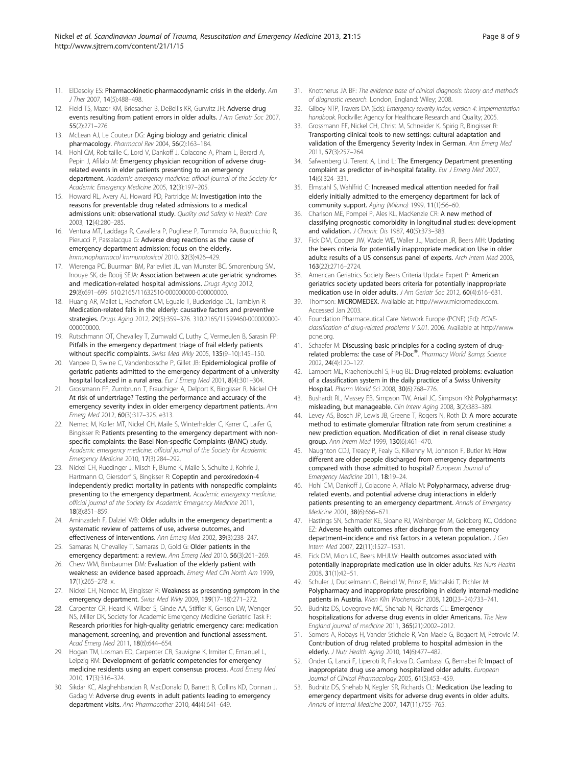11. ElDesoky ES: **Pharmacokinetic-pharmacodynamic crisis in the elderly.** *Am J Ther* 2007, **14**(5):488–498.
12. Field TS, Mazor KM, Briesacher B, DeBellis KR, Gurwitz JH: **Adverse drug events resulting from patient errors in older adults.** *J Am Geriatr Soc* 2007, **55**(2):271–276.
13. McLean AJ, Le Couteur DG: **Aging biology and geriatric clinical pharmacology.** *Pharmacol Rev* 2004, **56**(2):163–184.
14. Hohl CM, Robitaille C, Lord V, Dankoff J, Colacone A, Pham L, Berard A, Pepin J, Afilalo M: **Emergency physician recognition of adverse drug-related events in elder patients presenting to an emergency department.** *Academic emergency medicine: official journal of the Society for Academic Emergency Medicine* 2005, **12**(3):197–205.
15. Howard RL, Avery AJ, Howard PD, Partridge M: **Investigation into the reasons for preventable drug related admissions to a medical admissions unit: observational study.** *Quality and Safety in Health Care* 2003, **12**(4):280–285.
16. Ventura MT, Laddaga R, Cavallera P, Pugliese P, Tummolo RA, Buquicchio R, Pierucci P, Passalacqua G: **Adverse drug reactions as the cause of emergency department admission: focus on the elderly.** *Immunopharmacol Immunotoxicol* 2010, **32**(3):426–429.
17. Wierenga PC, Buurman BM, Parlevliet JL, van Munster BC, Smorenburg SM, Inouye SK, de Rooij SEJA: **Association between acute geriatric syndromes and medication-related hospital admissions.** *Drugs Aging* 2012, **29**(8):691–699. 610.2165/11632510-000000000-000000000.
18. Huang AR, Mallet L, Rochefort CM, Eguale T, Buckeridge DL, Tamblyn R: **Medication-related falls in the elderly: causative factors and preventive strategies.** *Drugs Aging* 2012, **29**(5):359–376. 310.2165/11599460-000000000-000000000.
19. Rutschmann OT, Chevalley T, Zumwald C, Luthy C, Vermeulen B, Sarasin FP: **Pitfalls in the emergency department triage of frail elderly patients without specific complaints.** *Swiss Med Wkly* 2005, **135**(9–10):145–150.
20. Vanpee D, Swine C, Vandenbossche P, Gillet JB: **Epidemiological profile of geriatric patients admitted to the emergency department of a university hospital localized in a rural area.** *Eur J Emerg Med* 2001, **8**(4):301–304.
21. Grossmann FF, Zumbrunn T, Frauchiger A, Delport K, Bingisser R, Nickel CH: **At risk of undertriage? Testing the performance and accuracy of the emergency severity index in older emergency department patients.** *Ann Emerg Med* 2012, **60**(3):317–325. e313.
22. Nemec M, Koller MT, Nickel CH, Maile S, Winterhalder C, Karrer C, Laifer G, Bingisser R: **Patients presenting to the emergency department with non-specific complaints: the Basel Non-specific Complaints (BANC) study.** *Academic emergency medicine: official journal of the Society for Academic Emergency Medicine* 2010, **17**(3):284–292.
23. Nickel CH, Ruedinger J, Misch F, Blume K, Maile S, Schulte J, Kohrle J, Hartmann O, Giersdorf S, Bingisser R: **Copeptin and peroxiredoxin-4 independently predict mortality in patients with nonspecific complaints presenting to the emergency department.** *Academic emergency medicine: official journal of the Society for Academic Emergency Medicine* 2011, **18**(8):851–859.
24. Aminzadeh F, Dalziel WB: **Older adults in the emergency department: a systematic review of patterns of use, adverse outcomes, and effectiveness of interventions.** *Ann Emerg Med* 2002, **39**(3):238–247.
25. Samaras N, Chevalley T, Samaras D, Gold G: **Older patients in the emergency department: a review.** *Ann Emerg Med* 2010, **56**(3):261–269.
26. Chew WM, Birnbaumer DM: **Evaluation of the elderly patient with weakness: an evidence based approach.** *Emerg Med Clin North Am* 1999, **17**(1):265–278. x.
27. Nickel CH, Nemec M, Bingisser R: **Weakness as presenting symptom in the emergency department.** *Swiss Med Wkly* 2009, **139**(17–18):271–272.
28. Carpenter CR, Heard K, Wilber S, Ginde AA, Stiffler K, Gerson LW, Wenger NS, Miller DK, Society for Academic Emergency Medicine Geriatric Task F: **Research priorities for high-quality geriatric emergency care: medication management, screening, and prevention and functional assessment.** *Acad Emerg Med* 2011, **18**(6):644–654.
29. Hogan TM, Losman ED, Carpenter CR, Sauvigne K, Irmiter C, Emanuel L, Leipzig RM: **Development of geriatric competencies for emergency medicine residents using an expert consensus process.** *Acad Emerg Med* 2010, **17**(3):316–324.
30. Sikdar KC, Alaghehbandan R, MacDonald D, Barrett B, Collins KD, Donnan J, Gadag V: **Adverse drug events in adult patients leading to emergency department visits.** *Ann Pharmacother* 2010, **44**(4):641–649.
31. Knottnerus JA BF: *The evidence base of clinical diagnosis: theory and methods of diagnostic research.* London, England: Wiley; 2008.
32. Gilboy NTP, Travers DA (Eds): *Emergency severity index, version 4: implementation handbook.* Rockville: Agency for Healthcare Research and Quality; 2005.
33. Grossmann FF, Nickel CH, Christ M, Schneider K, Spirig R, Bingisser R: **Transporting clinical tools to new settings: cultural adaptation and validation of the Emergency Severity Index in German.** *Ann Emerg Med* 2011, **57**(3):257–264.
34. Safwenberg U, Terent A, Lind L: **The Emergency Department presenting complaint as predictor of in-hospital fatality.** *Eur J Emerg Med* 2007, **14**(6):324–331.
35. Elmstahl S, Wahlfrid C: **Increased medical attention needed for frail elderly initially admitted to the emergency department for lack of community support.** *Aging (Milano)* 1999, **11**(1):56–60.
36. Charlson ME, Pompei P, Ales KL, MacKenzie CR: **A new method of classifying prognostic comorbidity in longitudinal studies: development and validation.** *J Chronic Dis* 1987, **40**(5):373–383.
37. Fick DM, Cooper JW, Wade WE, Waller JL, Maclean JR, Beers MH: **Updating the beers criteria for potentially inappropriate medication Use in older adults: results of a US consensus panel of experts.** *Arch Intern Med* 2003, **163**(22):2716–2724.
38. American Geriatrics Society Beers Criteria Update Expert P: **American geriatrics society updated beers criteria for potentially inappropriate medication use in older adults.** *J Am Geriatr Soc* 2012, **60**(4):616–631.
39. Thomson: **MICROMEDEX.** Available at: http://www.micromedex.com. Accessed Jan 2003.
40. Foundation Pharmaceutical Care Network Europe (PCNE) (Ed): *PCNE-classification of drug-related problems V 5.01.* 2006. Available at http://www.pcne.org.
41. Schaefer M: **Discussing basic principles for a coding system of drug-related problems: the case of PI-Doc®.** *Pharmacy World &amp; Science* 2002, **24**(4):120–127.
42. Lampert ML, Kraehenbuehl S, Hug BL: **Drug-related problems: evaluation of a classification system in the daily practice of a Swiss University Hospital.** *Pharm World Sci* 2008, **30**(6):768–776.
43. Bushardt RL, Massey EB, Simpson TW, Ariail JC, Simpson KN: **Polypharmacy: misleading, but manageable.** *Clin Interv Aging* 2008, **3**(2):383–389.
44. Levey AS, Bosch JP, Lewis JB, Greene T, Rogers N, Roth D: **A more accurate method to estimate glomerular filtration rate from serum creatinine: a new prediction equation. Modification of diet in renal disease study group.** *Ann Intern Med* 1999, **130**(6):461–470.
45. Naughton CDJ, Treacy P, Fealy G, Kilkenny M, Johnson F, Butler M: **How different are older people discharged from emergency departments compared with those admitted to hospital?** *European Journal of Emergency Medicine* 2011, **18**:19–24.
46. Hohl CM, Dankoff J, Colacone A, Afilalo M: **Polypharmacy, adverse drug-related events, and potential adverse drug interactions in elderly patients presenting to an emergency department.** *Annals of Emergency Medicine* 2001, **38**(6):666–671.
47. Hastings SN, Schmader KE, Sloane RJ, Weinberger M, Goldberg KC, Oddone EZ: **Adverse health outcomes after discharge from the emergency department–incidence and risk factors in a veteran population.** *J Gen Intern Med* 2007, **22**(11):1527–1531.
48. Fick DM, Mion LC, Beers MHLW: **Health outcomes associated with potentially inappropriate medication use in older adults.** *Res Nurs Health* 2008, **31**(1):42–51.
49. Schuler J, Duckelmann C, Beindl W, Prinz E, Michalski T, Pichler M: **Polypharmacy and inappropriate prescribing in elderly internal-medicine patients in Austria.** *Wien Klin Wochenschr* 2008, **120**(23–24):733–741.
50. Budnitz DS, Lovegrove MC, Shehab N, Richards CL: **Emergency hospitalizations for adverse drug events in older Americans.** *The New England journal of medicine* 2011, **365**(21):2002–2012.
51. Somers A, Robays H, Vander Stichele R, Van Maele G, Bogaert M, Petrovic M: **Contribution of drug related problems to hospital admission in the elderly.** *J Nutr Health Aging* 2010, **14**(6):477–482.
52. Onder G, Landi F, Liperoti R, Fialova D, Gambassi G, Bernabei R: **Impact of inappropriate drug use among hospitalized older adults.** *European Journal of Clinical Pharmacology* 2005, **61**(5):453–459.
53. Budnitz DS, Shehab N, Kegler SR, Richards CL: **Medication Use leading to emergency department visits for adverse drug events in older adults.** *Annals of Internal Medicine* 2007, **147**(11):755–765.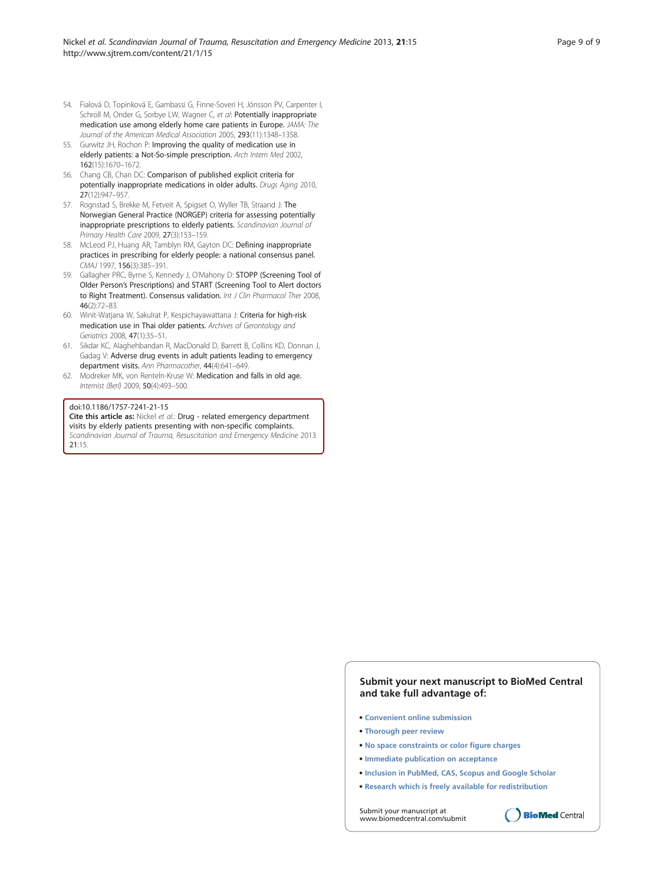54. Fialová D, Topinková E, Gambassi G, Finne-Soveri H, Jónsson PV, Carpenter I, Schroll M, Onder G, Sorbye LW, Wagner C, *et al*: **Potentially inappropriate medication use among elderly home care patients in Europe.** *JAMA: The Journal of the American Medical Association* 2005, **293**(11):1348–1358.
55. Gurwitz JH, Rochon P: **Improving the quality of medication use in elderly patients: a Not-So-simple prescription.** *Arch Intern Med* 2002, **162**(15):1670–1672.
56. Chang CB, Chan DC: **Comparison of published explicit criteria for potentially inappropriate medications in older adults.** *Drugs Aging* 2010, **27**(12):947–957.
57. Rognstad S, Brekke M, Fetveit A, Spigset O, Wyller TB, Straand J: **The Norwegian General Practice (NORGEP) criteria for assessing potentially inappropriate prescriptions to elderly patients.** *Scandinavian Journal of Primary Health Care* 2009, **27**(3):153–159.
58. McLeod PJ, Huang AR, Tamblyn RM, Gayton DC: **Defining inappropriate practices in prescribing for elderly people: a national consensus panel.** *CMAJ* 1997, **156**(3):385–391.
59. Gallagher PRC, Byrne S, Kennedy J, O'Mahony D: **STOPP (Screening Tool of Older Person's Prescriptions) and START (Screening Tool to Alert doctors to Right Treatment). Consensus validation.** *Int J Clin Pharmacol Ther* 2008, **46**(2):72–83.
60. Winit-Watjana W, Sakulrat P, Kespichayawattana J: **Criteria for high-risk medication use in Thai older patients.** *Archives of Gerontology and Geriatrics* 2008, **47**(1):35–51.
61. Sikdar KC, Alaghehbandan R, MacDonald D, Barrett B, Collins KD, Donnan J, Gadag V: **Adverse drug events in adult patients leading to emergency department visits.** *Ann Pharmacother*, **44**(4):641–649.
62. Modreker MK, von Renteln-Kruse W: **Medication and falls in old age.** *Internist (Berl)* 2009, **50**(4):493–500.

doi:10.1186/1757-7241-21-15

**Cite this article as:** Nickel *et al.*: Drug - related emergency department visits by elderly patients presenting with non-specific complaints. *Scandinavian Journal of Trauma, Resuscitation and Emergency Medicine* 2013 **21**:15.

**Submit your next manuscript to BioMed Central and take full advantage of:**

- **Convenient online submission**
- **Thorough peer review**
- **No space constraints or color figure charges**
- **Immediate publication on acceptance**
- **Inclusion in PubMed, CAS, Scopus and Google Scholar**
- **Research which is freely available for redistribution**

Submit your manuscript at www.biomedcentral.com/submit

BioMed Central